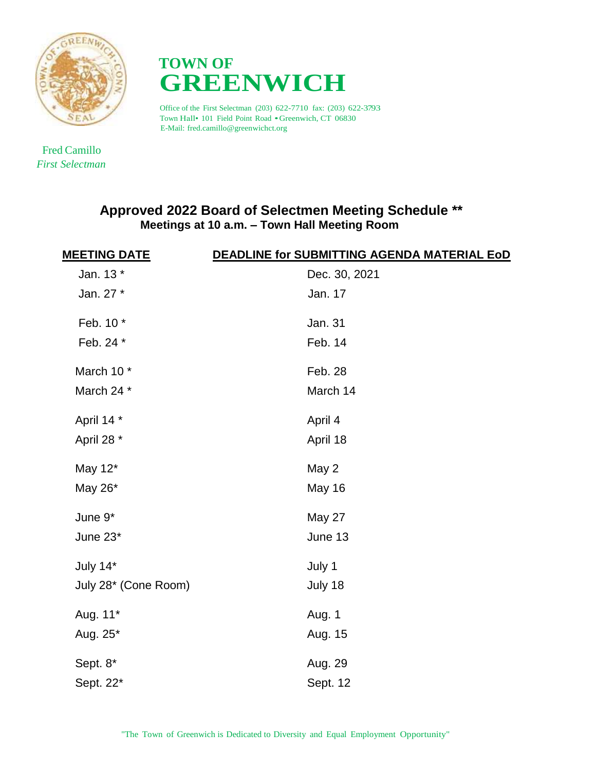# TOWN OF GREENWICH

Office of the First Selectman (203) 622-7710 fax: (203) 622-3793
Town Hall• 101 Field Point Road • Greenwich, CT 06830
E-Mail: fred.camillo@greenwichct.org

Fred Camillo
*First Selectman*

## Approved 2022 Board of Selectmen Meeting Schedule **

**Meetings at 10 a.m. – Town Hall Meeting Room**

| MEETING DATE | DEADLINE for SUBMITTING AGENDA MATERIAL EoD |
|---|---|
| Jan. 13 * | Dec. 30, 2021 |
| Jan. 27 * | Jan. 17 |
| Feb. 10 * | Jan. 31 |
| Feb. 24 * | Feb. 14 |
| March 10 * | Feb. 28 |
| March 24 * | March 14 |
| April 14 * | April 4 |
| April 28 * | April 18 |
| May 12* | May 2 |
| May 26* | May 16 |
| June 9* | May 27 |
| June 23* | June 13 |
| July 14* | July 1 |
| July 28* (Cone Room) | July 18 |
| Aug. 11* | Aug. 1 |
| Aug. 25* | Aug. 15 |
| Sept. 8* | Aug. 29 |
| Sept. 22* | Sept. 12 |

"The Town of Greenwich is Dedicated to Diversity and Equal Employment Opportunity"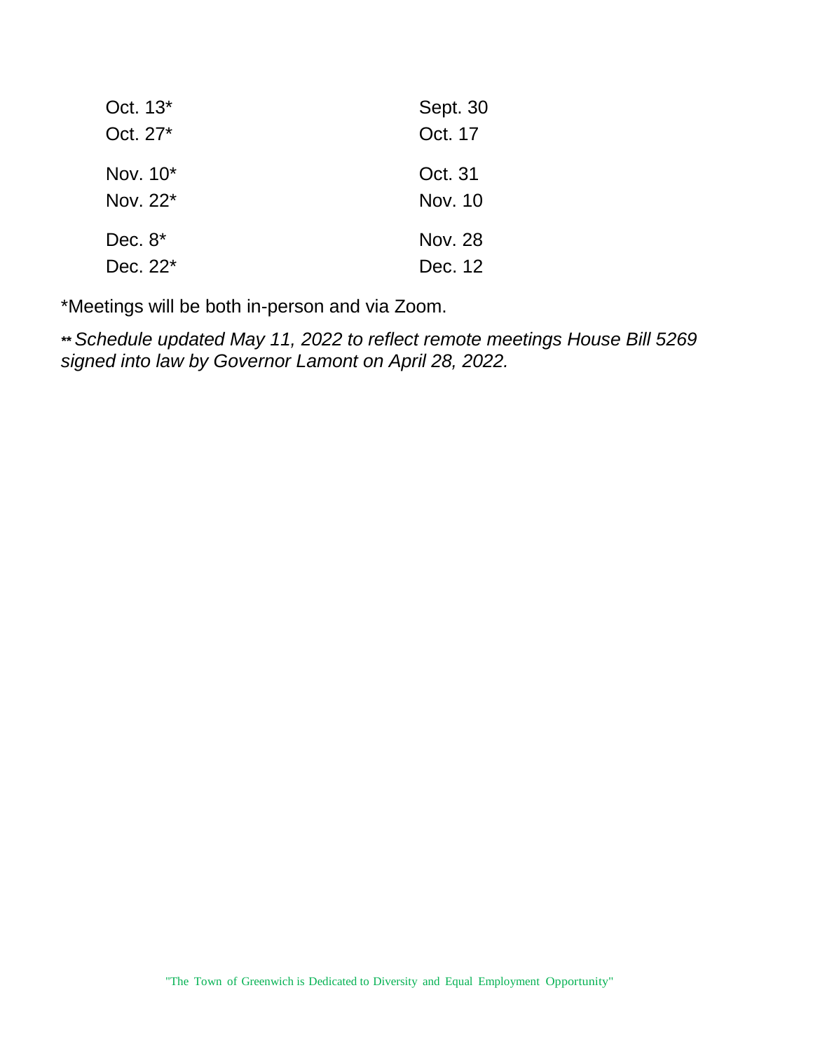| | |
|---|---|
| Oct. 13* | Sept. 30 |
| Oct. 27* | Oct. 17 |
| Nov. 10* | Oct. 31 |
| Nov. 22* | Nov. 10 |
| Dec. 8* | Nov. 28 |
| Dec. 22* | Dec. 12 |

*Meetings will be both in-person and via Zoom.

** *Schedule updated May 11, 2022 to reflect remote meetings House Bill 5269 signed into law by Governor Lamont on April 28, 2022.*

"The Town of Greenwich is Dedicated to Diversity and Equal Employment Opportunity"